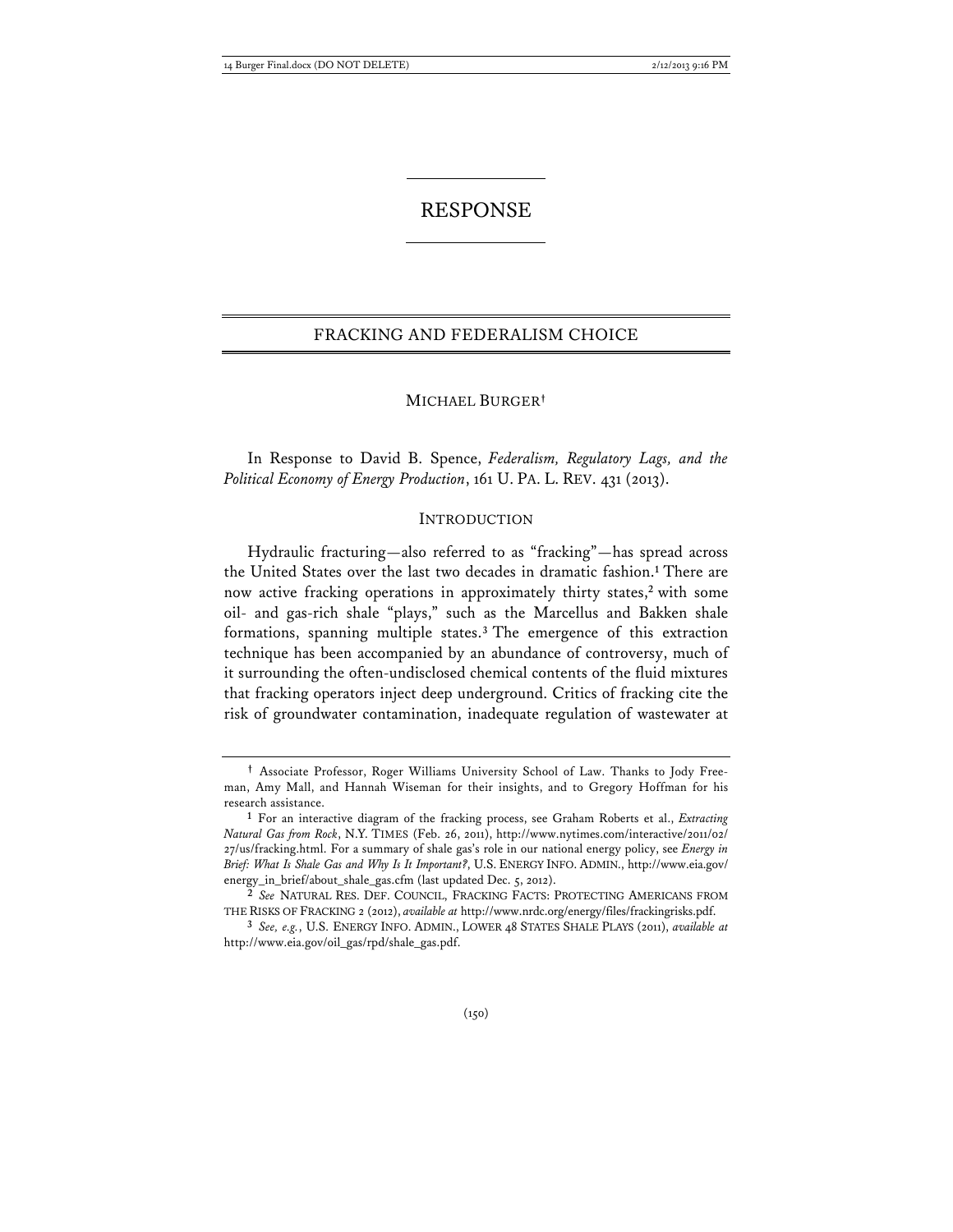# RESPONSE

## FRACKING AND FEDERALISM CHOICE

MICHAEL BURGER[†]

In Response to David B. Spence, *Federalism, Regulatory Lags, and the Political Economy of Energy Production*, 161 U. PA. L. REV. 431 (2013).

### INTRODUCTION

Hydraulic fracturing—also referred to as "fracking"—has spread across the United States over the last two decades in dramatic fashion.[1] There are now active fracking operations in approximately thirty states,[2] with some oil- and gas-rich shale "plays," such as the Marcellus and Bakken shale formations, spanning multiple states.[3] The emergence of this extraction technique has been accompanied by an abundance of controversy, much of it surrounding the often-undisclosed chemical contents of the fluid mixtures that fracking operators inject deep underground. Critics of fracking cite the risk of groundwater contamination, inadequate regulation of wastewater at

---

[†] Associate Professor, Roger Williams University School of Law. Thanks to Jody Freeman, Amy Mall, and Hannah Wiseman for their insights, and to Gregory Hoffman for his research assistance.

[1] For an interactive diagram of the fracking process, see Graham Roberts et al., *Extracting Natural Gas from Rock*, N.Y. TIMES (Feb. 26, 2011), http://www.nytimes.com/interactive/2011/02/27/us/fracking.html. For a summary of shale gas's role in our national energy policy, see *Energy in Brief: What Is Shale Gas and Why Is It Important?*, U.S. ENERGY INFO. ADMIN., http://www.eia.gov/energy_in_brief/about_shale_gas.cfm (last updated Dec. 5, 2012).

[2] *See* NATURAL RES. DEF. COUNCIL, FRACKING FACTS: PROTECTING AMERICANS FROM THE RISKS OF FRACKING 2 (2012), *available at* http://www.nrdc.org/energy/files/frackingrisks.pdf.

[3] *See, e.g.*, U.S. ENERGY INFO. ADMIN., LOWER 48 STATES SHALE PLAYS (2011), *available at* http://www.eia.gov/oil_gas/rpd/shale_gas.pdf.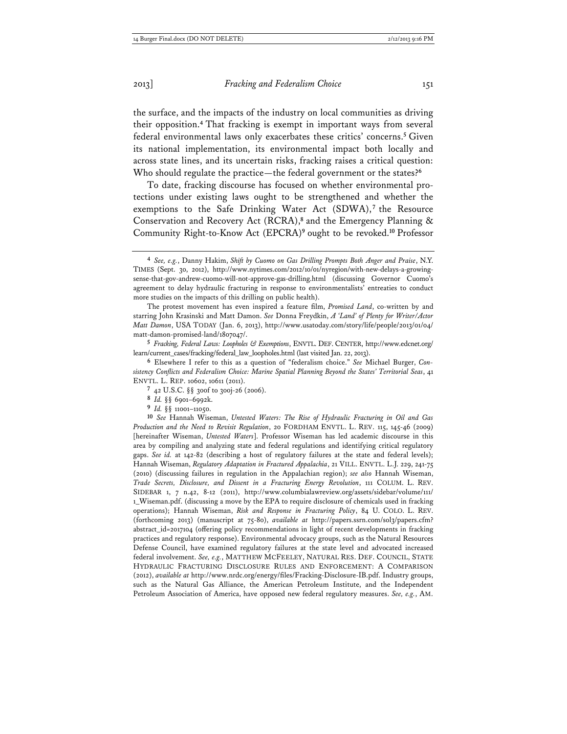the surface, and the impacts of the industry on local communities as driving their opposition.[4] That fracking is exempt in important ways from several federal environmental laws only exacerbates these critics' concerns.[5] Given its national implementation, its environmental impact both locally and across state lines, and its uncertain risks, fracking raises a critical question: Who should regulate the practice—the federal government or the states?[6]

To date, fracking discourse has focused on whether environmental protections under existing laws ought to be strengthened and whether the exemptions to the Safe Drinking Water Act (SDWA),[7] the Resource Conservation and Recovery Act (RCRA),[8] and the Emergency Planning & Community Right-to-Know Act (EPCRA)[9] ought to be revoked.[10] Professor

---

[4] *See, e.g.*, Danny Hakim, *Shift by Cuomo on Gas Drilling Prompts Both Anger and Praise*, N.Y. TIMES (Sept. 30, 2012), http://www.nytimes.com/2012/10/01/nyregion/with-new-delays-a-growing-sense-that-gov-andrew-cuomo-will-not-approve-gas-drilling.html (discussing Governor Cuomo's agreement to delay hydraulic fracturing in response to environmentalists' entreaties to conduct more studies on the impacts of this drilling on public health).

The protest movement has even inspired a feature film, *Promised Land*, co-written by and starring John Krasinski and Matt Damon. *See* Donna Freydkin, *A 'Land' of Plenty for Writer/Actor Matt Damon*, USA TODAY (Jan. 6, 2013), http://www.usatoday.com/story/life/people/2013/01/04/matt-damon-promised-land/1807047/.

[5] *Fracking, Federal Laws: Loopholes & Exemptions*, ENVTL. DEF. CENTER, http://www.edcnet.org/learn/current_cases/fracking/federal_law_loopholes.html (last visited Jan. 22, 2013).

[6] Elsewhere I refer to this as a question of "federalism choice." *See* Michael Burger, *Consistency Conflicts and Federalism Choice: Marine Spatial Planning Beyond the States' Territorial Seas*, 41 ENVTL. L. REP. 10602, 10611 (2011).

[7] 42 U.S.C. §§ 300f to 300j-26 (2006).

[8] *Id.* §§ 6901–6992k.

[9] *Id.* §§ 11001–11050.

[10] *See* Hannah Wiseman, *Untested Waters: The Rise of Hydraulic Fracturing in Oil and Gas Production and the Need to Revisit Regulation*, 20 FORDHAM ENVTL. L. REV. 115, 145-46 (2009) [hereinafter Wiseman, *Untested Waters*]. Professor Wiseman has led academic discourse in this area by compiling and analyzing state and federal regulations and identifying critical regulatory gaps. *See id.* at 142-82 (describing a host of regulatory failures at the state and federal levels); Hannah Wiseman, *Regulatory Adaptation in Fractured Appalachia*, 21 VILL. ENVTL. L.J. 229, 241-75 (2010) (discussing failures in regulation in the Appalachian region); *see also* Hannah Wiseman, *Trade Secrets, Disclosure, and Dissent in a Fracturing Energy Revolution*, 111 COLUM. L. REV. SIDEBAR 1, 7 n.42, 8-12 (2011), http://www.columbialawreview.org/assets/sidebar/volume/111/1_Wiseman.pdf. (discussing a move by the EPA to require disclosure of chemicals used in fracking operations); Hannah Wiseman, *Risk and Response in Fracturing Policy*, 84 U. COLO. L. REV. (forthcoming 2013) (manuscript at 75-80), *available at* http://papers.ssrn.com/sol3/papers.cfm?abstract_id=2017104 (offering policy recommendations in light of recent developments in fracking practices and regulatory response). Environmental advocacy groups, such as the Natural Resources Defense Council, have examined regulatory failures at the state level and advocated increased federal involvement. *See, e.g.*, MATTHEW MCFEELEY, NATURAL RES. DEF. COUNCIL, STATE HYDRAULIC FRACTURING DISCLOSURE RULES AND ENFORCEMENT: A COMPARISON (2012), *available at* http://www.nrdc.org/energy/files/Fracking-Disclosure-IB.pdf. Industry groups, such as the Natural Gas Alliance, the American Petroleum Institute, and the Independent Petroleum Association of America, have opposed new federal regulatory measures. *See, e.g.*, AM.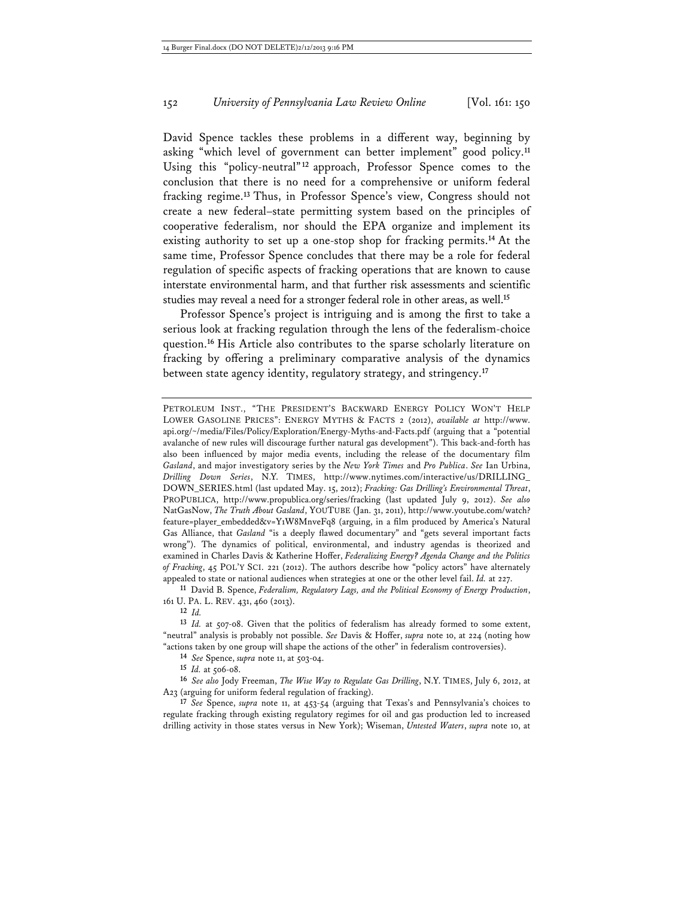David Spence tackles these problems in a different way, beginning by asking "which level of government can better implement" good policy.[11] Using this "policy-neutral"[12] approach, Professor Spence comes to the conclusion that there is no need for a comprehensive or uniform federal fracking regime.[13] Thus, in Professor Spence's view, Congress should not create a new federal–state permitting system based on the principles of cooperative federalism, nor should the EPA organize and implement its existing authority to set up a one-stop shop for fracking permits.[14] At the same time, Professor Spence concludes that there may be a role for federal regulation of specific aspects of fracking operations that are known to cause interstate environmental harm, and that further risk assessments and scientific studies may reveal a need for a stronger federal role in other areas, as well.[15]

Professor Spence's project is intriguing and is among the first to take a serious look at fracking regulation through the lens of the federalism-choice question.[16] His Article also contributes to the sparse scholarly literature on fracking by offering a preliminary comparative analysis of the dynamics between state agency identity, regulatory strategy, and stringency.[17]

---

PETROLEUM INST., "THE PRESIDENT'S BACKWARD ENERGY POLICY WON'T HELP LOWER GASOLINE PRICES": ENERGY MYTHS & FACTS 2 (2012), *available at* http://www.api.org/~/media/Files/Policy/Exploration/Energy-Myths-and-Facts.pdf (arguing that a "potential avalanche of new rules will discourage further natural gas development"). This back-and-forth has also been influenced by major media events, including the release of the documentary film *Gasland*, and major investigatory series by the *New York Times* and *Pro Publica*. *See* Ian Urbina, *Drilling Down Series*, N.Y. TIMES, http://www.nytimes.com/interactive/us/DRILLING_DOWN_SERIES.html (last updated May. 15, 2012); *Fracking: Gas Drilling's Environmental Threat*, PROPUBLICA, http://www.propublica.org/series/fracking (last updated July 9, 2012). *See also* NatGasNow, *The Truth About Gasland*, YOUTUBE (Jan. 31, 2011), http://www.youtube.com/watch?feature=player_embedded&v=Y1W8MnveFq8 (arguing, in a film produced by America's Natural Gas Alliance, that *Gasland* "is a deeply flawed documentary" and "gets several important facts wrong"). The dynamics of political, environmental, and industry agendas is theorized and examined in Charles Davis & Katherine Hoffer, *Federalizing Energy? Agenda Change and the Politics of Fracking*, 45 POL'Y SCI. 221 (2012). The authors describe how "policy actors" have alternately appealed to state or national audiences when strategies at one or the other level fail. *Id.* at 227.

11 David B. Spence, *Federalism, Regulatory Lags, and the Political Economy of Energy Production*, 161 U. PA. L. REV. 431, 460 (2013).

12 *Id.*

13 *Id.* at 507-08. Given that the politics of federalism has already formed to some extent, "neutral" analysis is probably not possible. *See* Davis & Hoffer, *supra* note 10, at 224 (noting how "actions taken by one group will shape the actions of the other" in federalism controversies).

14 *See* Spence, *supra* note 11, at 503-04.

15 *Id.* at 506-08.

16 *See also* Jody Freeman, *The Wise Way to Regulate Gas Drilling*, N.Y. TIMES, July 6, 2012, at A23 (arguing for uniform federal regulation of fracking).

17 *See* Spence, *supra* note 11, at 453-54 (arguing that Texas's and Pennsylvania's choices to regulate fracking through existing regulatory regimes for oil and gas production led to increased drilling activity in those states versus in New York); Wiseman, *Untested Waters*, *supra* note 10, at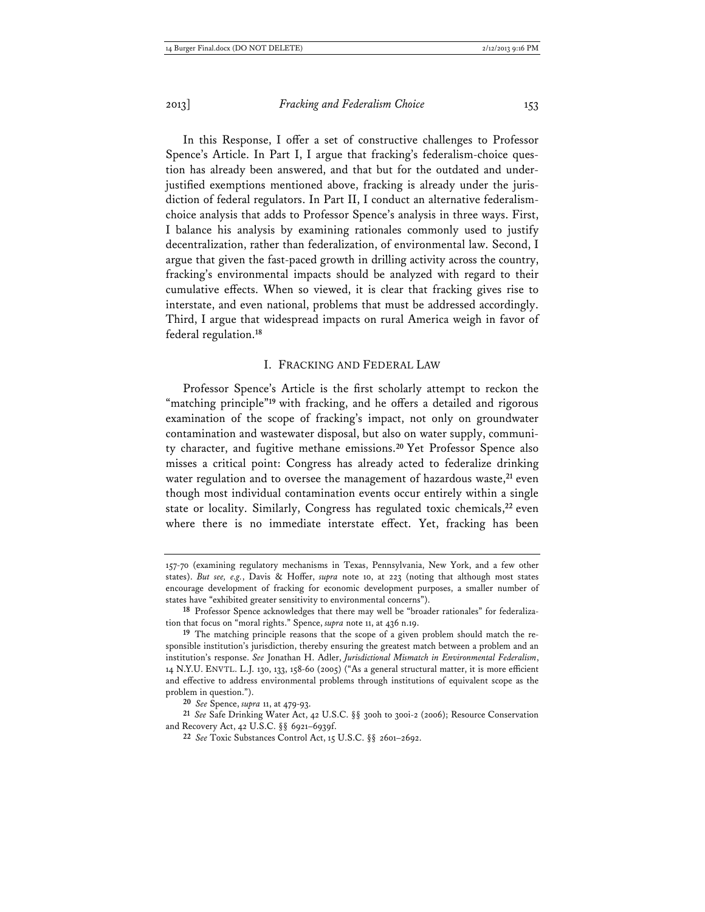In this Response, I offer a set of constructive challenges to Professor Spence's Article. In Part I, I argue that fracking's federalism-choice question has already been answered, and that but for the outdated and under-justified exemptions mentioned above, fracking is already under the jurisdiction of federal regulators. In Part II, I conduct an alternative federalism-choice analysis that adds to Professor Spence's analysis in three ways. First, I balance his analysis by examining rationales commonly used to justify decentralization, rather than federalization, of environmental law. Second, I argue that given the fast-paced growth in drilling activity across the country, fracking's environmental impacts should be analyzed with regard to their cumulative effects. When so viewed, it is clear that fracking gives rise to interstate, and even national, problems that must be addressed accordingly. Third, I argue that widespread impacts on rural America weigh in favor of federal regulation.[18]

## I. FRACKING AND FEDERAL LAW

Professor Spence's Article is the first scholarly attempt to reckon the "matching principle"[19] with fracking, and he offers a detailed and rigorous examination of the scope of fracking's impact, not only on groundwater contamination and wastewater disposal, but also on water supply, community character, and fugitive methane emissions.[20] Yet Professor Spence also misses a critical point: Congress has already acted to federalize drinking water regulation and to oversee the management of hazardous waste,[21] even though most individual contamination events occur entirely within a single state or locality. Similarly, Congress has regulated toxic chemicals,[22] even where there is no immediate interstate effect. Yet, fracking has been

---

157-70 (examining regulatory mechanisms in Texas, Pennsylvania, New York, and a few other states). *But see, e.g.*, Davis & Hoffer, *supra* note 10, at 223 (noting that although most states encourage development of fracking for economic development purposes, a smaller number of states have "exhibited greater sensitivity to environmental concerns").

18 Professor Spence acknowledges that there may well be "broader rationales" for federalization that focus on "moral rights." Spence, *supra* note 11, at 436 n.19.

19 The matching principle reasons that the scope of a given problem should match the responsible institution's jurisdiction, thereby ensuring the greatest match between a problem and an institution's response. *See* Jonathan H. Adler, *Jurisdictional Mismatch in Environmental Federalism*, 14 N.Y.U. ENVTL. L.J. 130, 133, 158-60 (2005) ("As a general structural matter, it is more efficient and effective to address environmental problems through institutions of equivalent scope as the problem in question.").

20 *See* Spence, *supra* 11, at 479-93.

21 *See* Safe Drinking Water Act, 42 U.S.C. §§ 300h to 300i-2 (2006); Resource Conservation and Recovery Act, 42 U.S.C. §§ 6921–6939f.

22 *See* Toxic Substances Control Act, 15 U.S.C. §§ 2601–2692.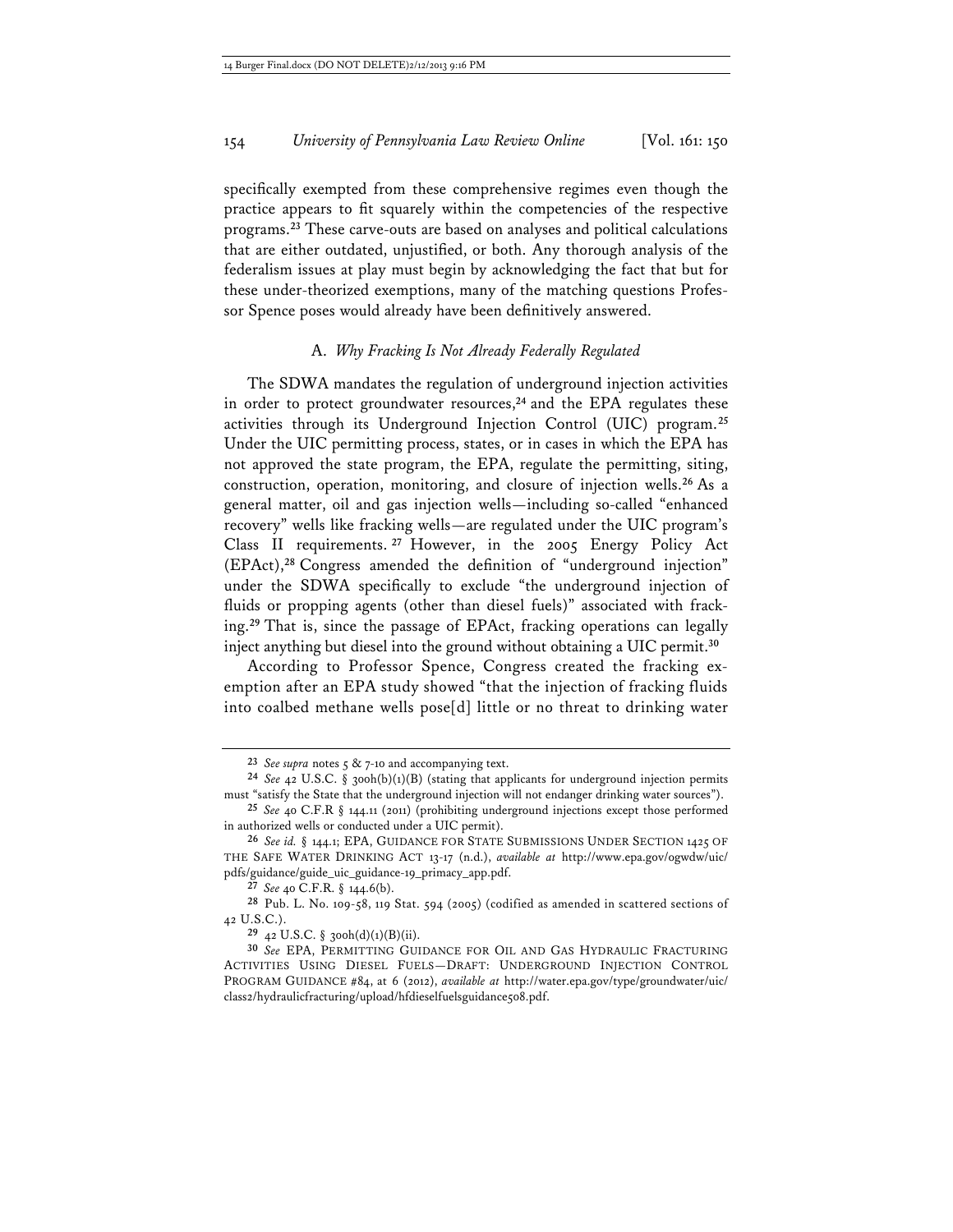specifically exempted from these comprehensive regimes even though the practice appears to fit squarely within the competencies of the respective programs.[23] These carve-outs are based on analyses and political calculations that are either outdated, unjustified, or both. Any thorough analysis of the federalism issues at play must begin by acknowledging the fact that but for these under-theorized exemptions, many of the matching questions Professor Spence poses would already have been definitively answered.

### A. *Why Fracking Is Not Already Federally Regulated*

The SDWA mandates the regulation of underground injection activities in order to protect groundwater resources,[24] and the EPA regulates these activities through its Underground Injection Control (UIC) program.[25] Under the UIC permitting process, states, or in cases in which the EPA has not approved the state program, the EPA, regulate the permitting, siting, construction, operation, monitoring, and closure of injection wells.[26] As a general matter, oil and gas injection wells—including so-called "enhanced recovery" wells like fracking wells—are regulated under the UIC program's Class II requirements.[27] However, in the 2005 Energy Policy Act (EPAct),[28] Congress amended the definition of "underground injection" under the SDWA specifically to exclude "the underground injection of fluids or propping agents (other than diesel fuels)" associated with fracking.[29] That is, since the passage of EPAct, fracking operations can legally inject anything but diesel into the ground without obtaining a UIC permit.[30]

According to Professor Spence, Congress created the fracking exemption after an EPA study showed "that the injection of fracking fluids into coalbed methane wells pose[d] little or no threat to drinking water

---

[23] *See supra* notes 5 & 7-10 and accompanying text.

[24] *See* 42 U.S.C. § 300h(b)(1)(B) (stating that applicants for underground injection permits must "satisfy the State that the underground injection will not endanger drinking water sources").

[25] *See* 40 C.F.R § 144.11 (2011) (prohibiting underground injections except those performed in authorized wells or conducted under a UIC permit).

[26] *See id.* § 144.1; EPA, GUIDANCE FOR STATE SUBMISSIONS UNDER SECTION 1425 OF THE SAFE WATER DRINKING ACT 13-17 (n.d.), *available at* http://www.epa.gov/ogwdw/uic/pdfs/guidance/guide_uic_guidance-19_primacy_app.pdf.

[27] *See* 40 C.F.R. § 144.6(b).

[28] Pub. L. No. 109-58, 119 Stat. 594 (2005) (codified as amended in scattered sections of 42 U.S.C.).

[29] 42 U.S.C. § 300h(d)(1)(B)(ii).

[30] *See* EPA, PERMITTING GUIDANCE FOR OIL AND GAS HYDRAULIC FRACTURING ACTIVITIES USING DIESEL FUELS—DRAFT: UNDERGROUND INJECTION CONTROL PROGRAM GUIDANCE #84, at 6 (2012), *available at* http://water.epa.gov/type/groundwater/uic/class2/hydraulicfracturing/upload/hfdieselfuelsguidance508.pdf.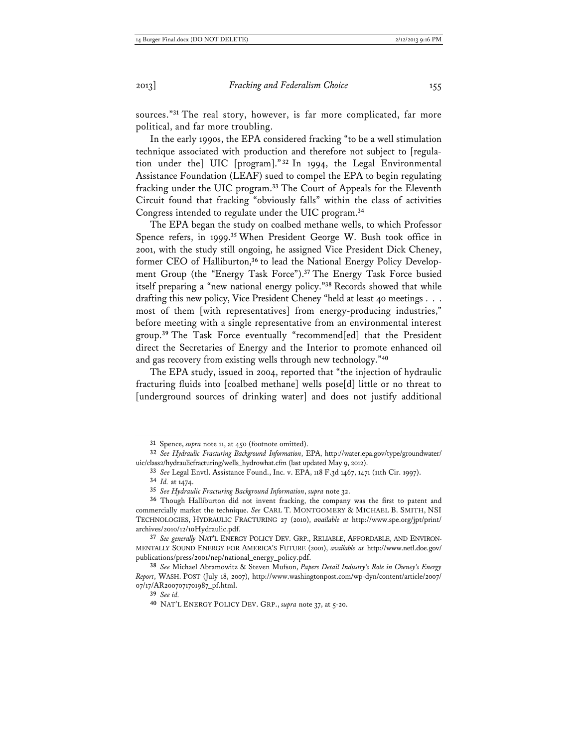sources."[31] The real story, however, is far more complicated, far more political, and far more troubling.

In the early 1990s, the EPA considered fracking "to be a well stimulation technique associated with production and therefore not subject to [regulation under the] UIC [program]."[32] In 1994, the Legal Environmental Assistance Foundation (LEAF) sued to compel the EPA to begin regulating fracking under the UIC program.[33] The Court of Appeals for the Eleventh Circuit found that fracking "obviously falls" within the class of activities Congress intended to regulate under the UIC program.[34]

The EPA began the study on coalbed methane wells, to which Professor Spence refers, in 1999.[35] When President George W. Bush took office in 2001, with the study still ongoing, he assigned Vice President Dick Cheney, former CEO of Halliburton,[36] to lead the National Energy Policy Development Group (the "Energy Task Force").[37] The Energy Task Force busied itself preparing a "new national energy policy."[38] Records showed that while drafting this new policy, Vice President Cheney "held at least 40 meetings . . . most of them [with representatives] from energy-producing industries," before meeting with a single representative from an environmental interest group.[39] The Task Force eventually "recommend[ed] that the President direct the Secretaries of Energy and the Interior to promote enhanced oil and gas recovery from existing wells through new technology."[40]

The EPA study, issued in 2004, reported that "the injection of hydraulic fracturing fluids into [coalbed methane] wells pose[d] little or no threat to [underground sources of drinking water] and does not justify additional

---

31 Spence, *supra* note 11, at 450 (footnote omitted).

32 *See Hydraulic Fracturing Background Information*, EPA, http://water.epa.gov/type/groundwater/uic/class2/hydraulicfracturing/wells_hydrowhat.cfm (last updated May 9, 2012).

33 *See* Legal Envtl. Assistance Found., Inc. v. EPA, 118 F.3d 1467, 1471 (11th Cir. 1997).

34 *Id.* at 1474.

35 *See Hydraulic Fracturing Background Information*, *supra* note 32.

36 Though Halliburton did not invent fracking, the company was the first to patent and commercially market the technique. *See* CARL T. MONTGOMERY & MICHAEL B. SMITH, NSI TECHNOLOGIES, HYDRAULIC FRACTURING 27 (2010), *available at* http://www.spe.org/jpt/print/archives/2010/12/10Hydraulic.pdf.

37 *See generally* NAT'L ENERGY POLICY DEV. GRP., RELIABLE, AFFORDABLE, AND ENVIRONMENTALLY SOUND ENERGY FOR AMERICA'S FUTURE (2001), *available at* http://www.netl.doe.gov/publications/press/2001/nep/national_energy_policy.pdf.

38 *See* Michael Abramowitz & Steven Mufson, *Papers Detail Industry's Role in Cheney's Energy Report*, WASH. POST (July 18, 2007), http://www.washingtonpost.com/wp-dyn/content/article/2007/07/17/AR2007071701987_pf.html.

39 *See id.*

40 NAT'L ENERGY POLICY DEV. GRP., *supra* note 37, at 5-20.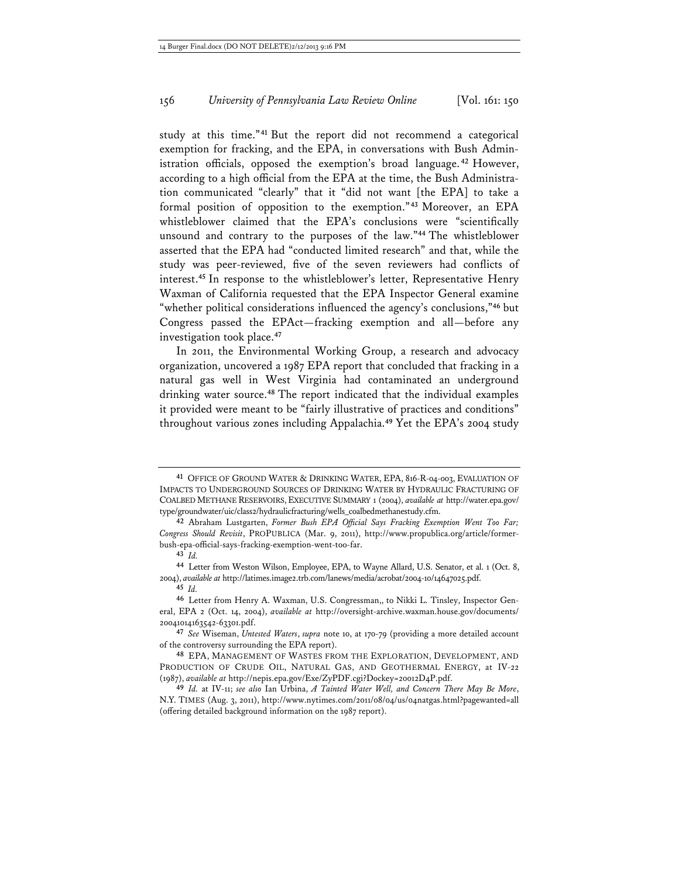study at this time."[41] But the report did not recommend a categorical exemption for fracking, and the EPA, in conversations with Bush Administration officials, opposed the exemption's broad language.[42] However, according to a high official from the EPA at the time, the Bush Administration communicated "clearly" that it "did not want [the EPA] to take a formal position of opposition to the exemption."[43] Moreover, an EPA whistleblower claimed that the EPA's conclusions were "scientifically unsound and contrary to the purposes of the law."[44] The whistleblower asserted that the EPA had "conducted limited research" and that, while the study was peer-reviewed, five of the seven reviewers had conflicts of interest.[45] In response to the whistleblower's letter, Representative Henry Waxman of California requested that the EPA Inspector General examine "whether political considerations influenced the agency's conclusions,"[46] but Congress passed the EPAct—fracking exemption and all—before any investigation took place.[47]

In 2011, the Environmental Working Group, a research and advocacy organization, uncovered a 1987 EPA report that concluded that fracking in a natural gas well in West Virginia had contaminated an underground drinking water source.[48] The report indicated that the individual examples it provided were meant to be "fairly illustrative of practices and conditions" throughout various zones including Appalachia.[49] Yet the EPA's 2004 study

---

[41] OFFICE OF GROUND WATER & DRINKING WATER, EPA, 816-R-04-003, EVALUATION OF IMPACTS TO UNDERGROUND SOURCES OF DRINKING WATER BY HYDRAULIC FRACTURING OF COALBED METHANE RESERVOIRS, EXECUTIVE SUMMARY 1 (2004), *available at* http://water.epa.gov/type/groundwater/uic/class2/hydraulicfracturing/wells_coalbedmethanestudy.cfm.

[42] Abraham Lustgarten, *Former Bush EPA Official Says Fracking Exemption Went Too Far; Congress Should Revisit*, PROPUBLICA (Mar. 9, 2011), http://www.propublica.org/article/former-bush-epa-official-says-fracking-exemption-went-too-far.

[43] *Id.*

[44] Letter from Weston Wilson, Employee, EPA, to Wayne Allard, U.S. Senator, et al. 1 (Oct. 8, 2004), *available at* http://latimes.image2.trb.com/lanews/media/acrobat/2004-10/14647025.pdf.

[45] *Id.*

[46] Letter from Henry A. Waxman, U.S. Congressman,, to Nikki L. Tinsley, Inspector General, EPA 2 (Oct. 14, 2004), *available at* http://oversight-archive.waxman.house.gov/documents/20041014163542-63301.pdf.

[47] *See* Wiseman, *Untested Waters*, *supra* note 10, at 170-79 (providing a more detailed account of the controversy surrounding the EPA report).

[48] EPA, MANAGEMENT OF WASTES FROM THE EXPLORATION, DEVELOPMENT, AND PRODUCTION OF CRUDE OIL, NATURAL GAS, AND GEOTHERMAL ENERGY, at IV-22 (1987), *available at* http://nepis.epa.gov/Exe/ZyPDF.cgi?Dockey=20012D4P.pdf.

[49] *Id.* at IV-11; *see also* Ian Urbina, *A Tainted Water Well, and Concern There May Be More*, N.Y. TIMES (Aug. 3, 2011), http://www.nytimes.com/2011/08/04/us/04natgas.html?pagewanted=all (offering detailed background information on the 1987 report).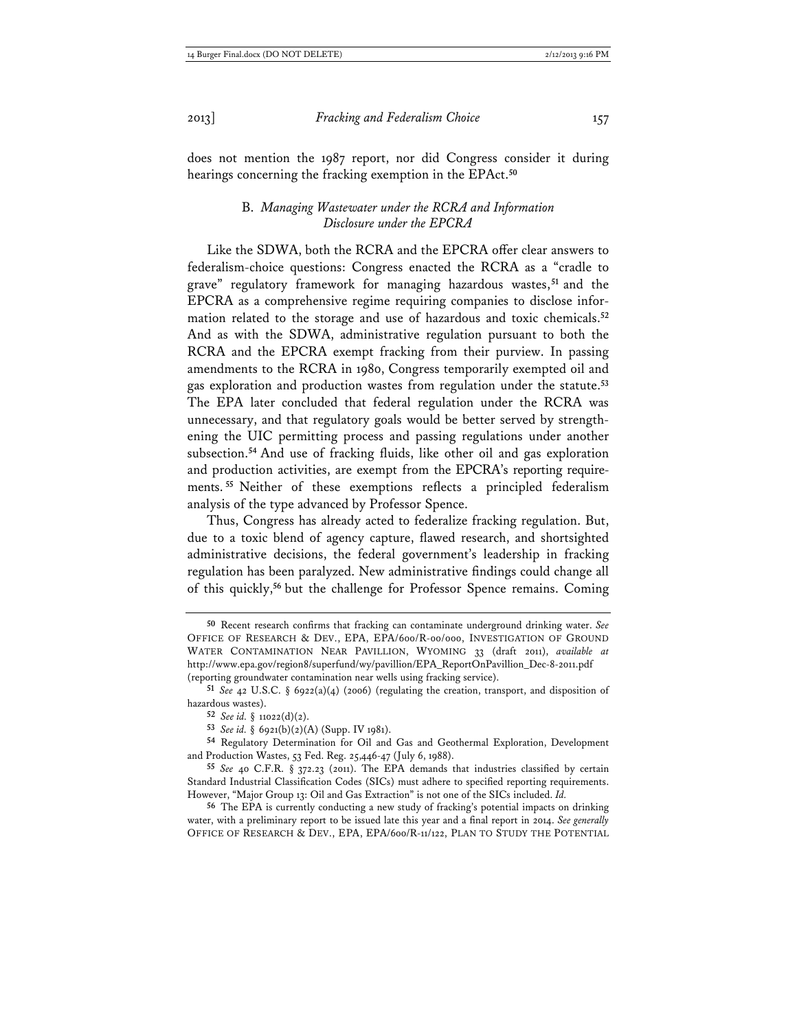does not mention the 1987 report, nor did Congress consider it during hearings concerning the fracking exemption in the EPAct.[50]

### B. *Managing Wastewater under the RCRA and Information Disclosure under the EPCRA*

Like the SDWA, both the RCRA and the EPCRA offer clear answers to federalism-choice questions: Congress enacted the RCRA as a "cradle to grave" regulatory framework for managing hazardous wastes,[51] and the EPCRA as a comprehensive regime requiring companies to disclose information related to the storage and use of hazardous and toxic chemicals.[52] And as with the SDWA, administrative regulation pursuant to both the RCRA and the EPCRA exempt fracking from their purview. In passing amendments to the RCRA in 1980, Congress temporarily exempted oil and gas exploration and production wastes from regulation under the statute.[53] The EPA later concluded that federal regulation under the RCRA was unnecessary, and that regulatory goals would be better served by strengthening the UIC permitting process and passing regulations under another subsection.[54] And use of fracking fluids, like other oil and gas exploration and production activities, are exempt from the EPCRA's reporting requirements.[55] Neither of these exemptions reflects a principled federalism analysis of the type advanced by Professor Spence.

Thus, Congress has already acted to federalize fracking regulation. But, due to a toxic blend of agency capture, flawed research, and shortsighted administrative decisions, the federal government's leadership in fracking regulation has been paralyzed. New administrative findings could change all of this quickly,[56] but the challenge for Professor Spence remains. Coming

---

[50] Recent research confirms that fracking can contaminate underground drinking water. *See* OFFICE OF RESEARCH & DEV., EPA, EPA/600/R-00/000, INVESTIGATION OF GROUND WATER CONTAMINATION NEAR PAVILLION, WYOMING 33 (draft 2011), *available at* http://www.epa.gov/region8/superfund/wy/pavillion/EPA_ReportOnPavillion_Dec-8-2011.pdf (reporting groundwater contamination near wells using fracking service).

[51] *See* 42 U.S.C. § 6922(a)(4) (2006) (regulating the creation, transport, and disposition of hazardous wastes).

[52] *See id.* § 11022(d)(2).

[53] *See id.* § 6921(b)(2)(A) (Supp. IV 1981).

[54] Regulatory Determination for Oil and Gas and Geothermal Exploration, Development and Production Wastes, 53 Fed. Reg. 25,446-47 (July 6, 1988).

[55] *See* 40 C.F.R. § 372.23 (2011). The EPA demands that industries classified by certain Standard Industrial Classification Codes (SICs) must adhere to specified reporting requirements. However, "Major Group 13: Oil and Gas Extraction" is not one of the SICs included. *Id.*

[56] The EPA is currently conducting a new study of fracking's potential impacts on drinking water, with a preliminary report to be issued late this year and a final report in 2014. *See generally* OFFICE OF RESEARCH & DEV., EPA, EPA/600/R-11/122, PLAN TO STUDY THE POTENTIAL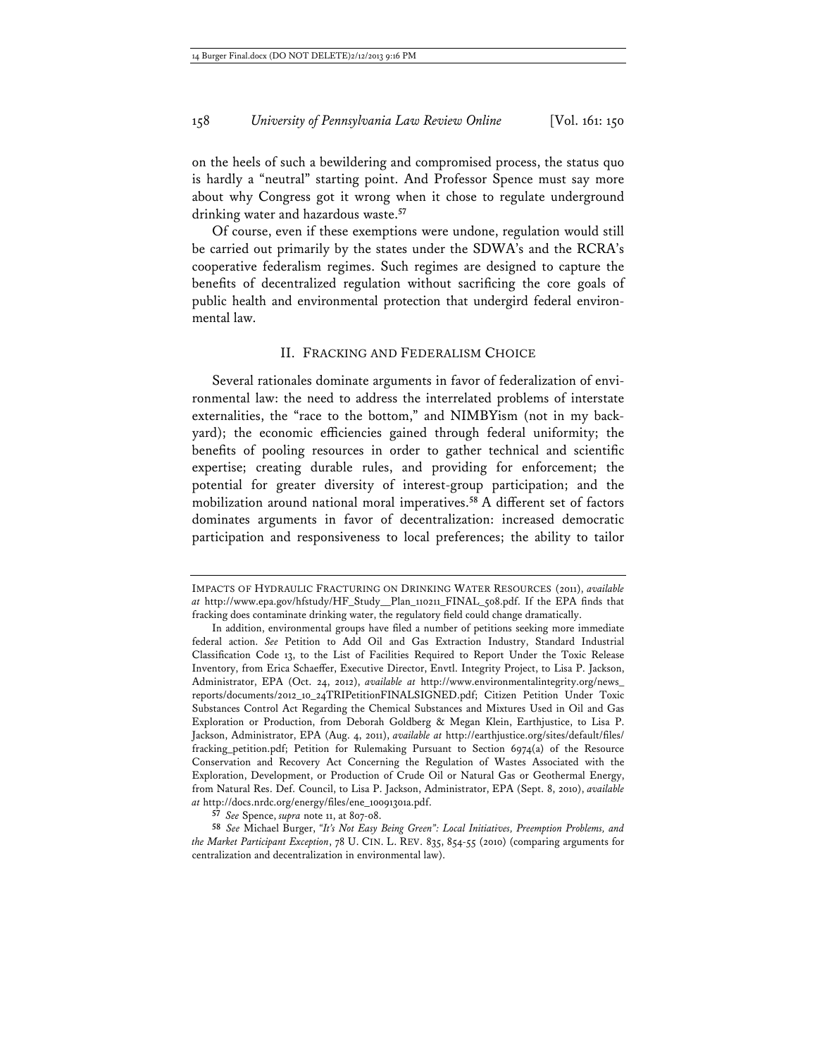on the heels of such a bewildering and compromised process, the status quo is hardly a "neutral" starting point. And Professor Spence must say more about why Congress got it wrong when it chose to regulate underground drinking water and hazardous waste.[57]

Of course, even if these exemptions were undone, regulation would still be carried out primarily by the states under the SDWA's and the RCRA's cooperative federalism regimes. Such regimes are designed to capture the benefits of decentralized regulation without sacrificing the core goals of public health and environmental protection that undergird federal environmental law.

## II. FRACKING AND FEDERALISM CHOICE

Several rationales dominate arguments in favor of federalization of environmental law: the need to address the interrelated problems of interstate externalities, the "race to the bottom," and NIMBYism (not in my backyard); the economic efficiencies gained through federal uniformity; the benefits of pooling resources in order to gather technical and scientific expertise; creating durable rules, and providing for enforcement; the potential for greater diversity of interest-group participation; and the mobilization around national moral imperatives.[58] A different set of factors dominates arguments in favor of decentralization: increased democratic participation and responsiveness to local preferences; the ability to tailor

---

IMPACTS OF HYDRAULIC FRACTURING ON DRINKING WATER RESOURCES (2011), *available at* http://www.epa.gov/hfstudy/HF_Study__Plan_110211_FINAL_508.pdf. If the EPA finds that fracking does contaminate drinking water, the regulatory field could change dramatically.

In addition, environmental groups have filed a number of petitions seeking more immediate federal action. *See* Petition to Add Oil and Gas Extraction Industry, Standard Industrial Classification Code 13, to the List of Facilities Required to Report Under the Toxic Release Inventory, from Erica Schaeffer, Executive Director, Envtl. Integrity Project, to Lisa P. Jackson, Administrator, EPA (Oct. 24, 2012), *available at* http://www.environmentalintegrity.org/news_reports/documents/2012_10_24TRIPetitionFINALSIGNED.pdf; Citizen Petition Under Toxic Substances Control Act Regarding the Chemical Substances and Mixtures Used in Oil and Gas Exploration or Production, from Deborah Goldberg & Megan Klein, Earthjustice, to Lisa P. Jackson, Administrator, EPA (Aug. 4, 2011), *available at* http://earthjustice.org/sites/default/files/fracking_petition.pdf; Petition for Rulemaking Pursuant to Section 6974(a) of the Resource Conservation and Recovery Act Concerning the Regulation of Wastes Associated with the Exploration, Development, or Production of Crude Oil or Natural Gas or Geothermal Energy, from Natural Res. Def. Council, to Lisa P. Jackson, Administrator, EPA (Sept. 8, 2010), *available at* http://docs.nrdc.org/energy/files/ene_10091301a.pdf.

[57] *See* Spence, *supra* note 11, at 807-08.

[58] *See* Michael Burger, *"It's Not Easy Being Green": Local Initiatives, Preemption Problems, and the Market Participant Exception*, 78 U. CIN. L. REV. 835, 854-55 (2010) (comparing arguments for centralization and decentralization in environmental law).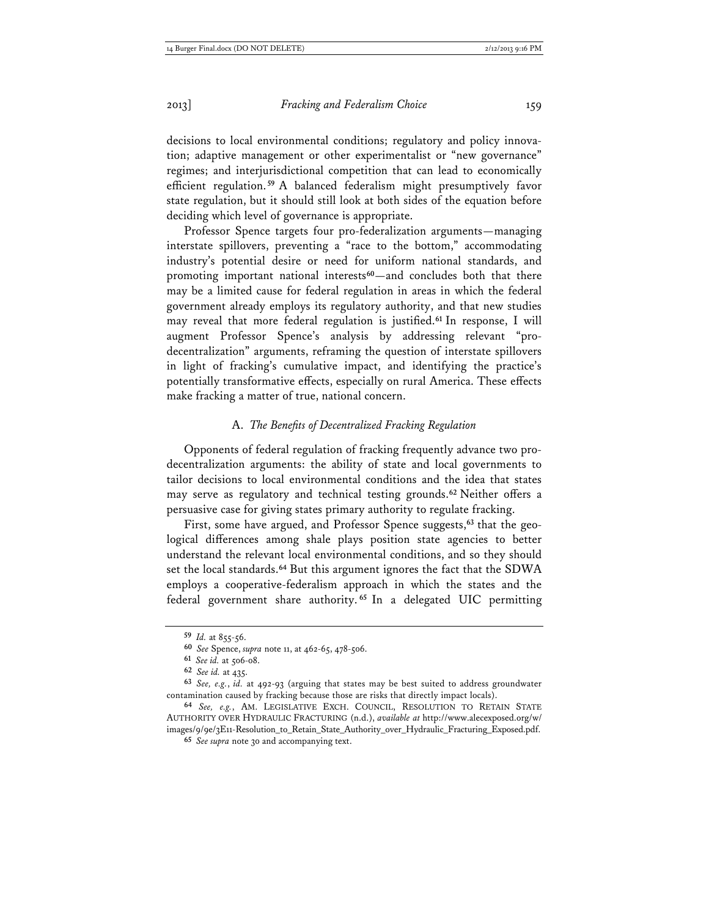decisions to local environmental conditions; regulatory and policy innovation; adaptive management or other experimentalist or "new governance" regimes; and interjurisdictional competition that can lead to economically efficient regulation.[59] A balanced federalism might presumptively favor state regulation, but it should still look at both sides of the equation before deciding which level of governance is appropriate.

Professor Spence targets four pro-federalization arguments—managing interstate spillovers, preventing a "race to the bottom," accommodating industry's potential desire or need for uniform national standards, and promoting important national interests[60]—and concludes both that there may be a limited cause for federal regulation in areas in which the federal government already employs its regulatory authority, and that new studies may reveal that more federal regulation is justified.[61] In response, I will augment Professor Spence's analysis by addressing relevant "pro-decentralization" arguments, reframing the question of interstate spillovers in light of fracking's cumulative impact, and identifying the practice's potentially transformative effects, especially on rural America. These effects make fracking a matter of true, national concern.

### A. *The Benefits of Decentralized Fracking Regulation*

Opponents of federal regulation of fracking frequently advance two pro-decentralization arguments: the ability of state and local governments to tailor decisions to local environmental conditions and the idea that states may serve as regulatory and technical testing grounds.[62] Neither offers a persuasive case for giving states primary authority to regulate fracking.

First, some have argued, and Professor Spence suggests,[63] that the geological differences among shale plays position state agencies to better understand the relevant local environmental conditions, and so they should set the local standards.[64] But this argument ignores the fact that the SDWA employs a cooperative-federalism approach in which the states and the federal government share authority.[65] In a delegated UIC permitting

---

[59] *Id.* at 855-56.

[60] *See* Spence, *supra* note 11, at 462-65, 478-506.

[61] *See id.* at 506-08.

[62] *See id.* at 435.

[63] *See, e.g.*, *id.* at 492-93 (arguing that states may be best suited to address groundwater contamination caused by fracking because those are risks that directly impact locals).

[64] *See, e.g.*, AM. LEGISLATIVE EXCH. COUNCIL, RESOLUTION TO RETAIN STATE AUTHORITY OVER HYDRAULIC FRACTURING (n.d.), *available at* http://www.alecexposed.org/w/images/9/9e/3E11-Resolution_to_Retain_State_Authority_over_Hydraulic_Fracturing_Exposed.pdf.

[65] *See supra* note 30 and accompanying text.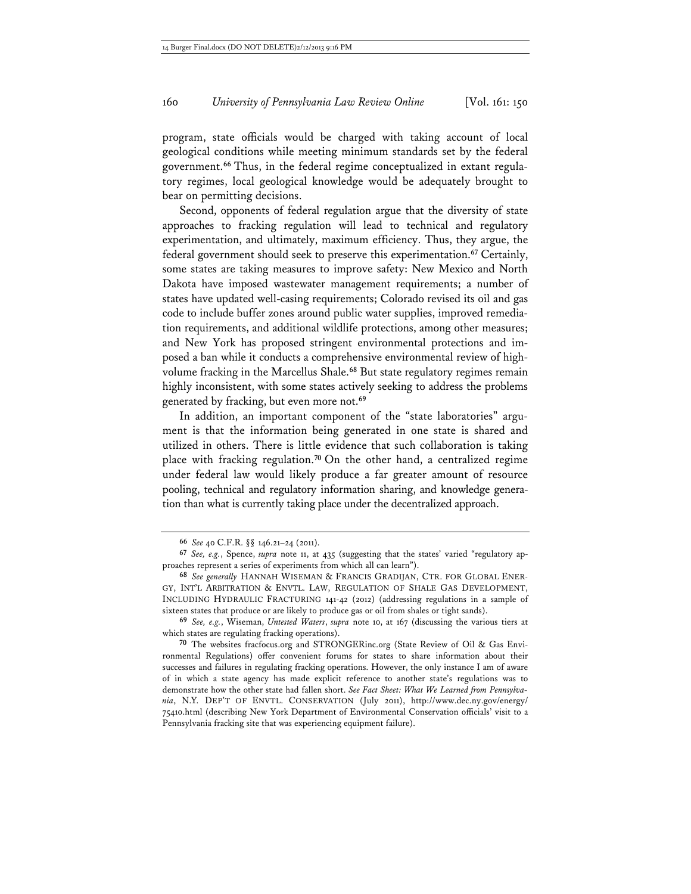program, state officials would be charged with taking account of local geological conditions while meeting minimum standards set by the federal government.[66] Thus, in the federal regime conceptualized in extant regulatory regimes, local geological knowledge would be adequately brought to bear on permitting decisions.

Second, opponents of federal regulation argue that the diversity of state approaches to fracking regulation will lead to technical and regulatory experimentation, and ultimately, maximum efficiency. Thus, they argue, the federal government should seek to preserve this experimentation.[67] Certainly, some states are taking measures to improve safety: New Mexico and North Dakota have imposed wastewater management requirements; a number of states have updated well-casing requirements; Colorado revised its oil and gas code to include buffer zones around public water supplies, improved remediation requirements, and additional wildlife protections, among other measures; and New York has proposed stringent environmental protections and imposed a ban while it conducts a comprehensive environmental review of high-volume fracking in the Marcellus Shale.[68] But state regulatory regimes remain highly inconsistent, with some states actively seeking to address the problems generated by fracking, but even more not.[69]

In addition, an important component of the "state laboratories" argument is that the information being generated in one state is shared and utilized in others. There is little evidence that such collaboration is taking place with fracking regulation.[70] On the other hand, a centralized regime under federal law would likely produce a far greater amount of resource pooling, technical and regulatory information sharing, and knowledge generation than what is currently taking place under the decentralized approach.

---

[66] *See* 40 C.F.R. §§ 146.21–24 (2011).

[67] *See, e.g.*, Spence, *supra* note 11, at 435 (suggesting that the states' varied "regulatory approaches represent a series of experiments from which all can learn").

[68] *See generally* HANNAH WISEMAN & FRANCIS GRADIJAN, CTR. FOR GLOBAL ENERGY, INT'L ARBITRATION & ENVTL. LAW, REGULATION OF SHALE GAS DEVELOPMENT, INCLUDING HYDRAULIC FRACTURING 141-42 (2012) (addressing regulations in a sample of sixteen states that produce or are likely to produce gas or oil from shales or tight sands).

[69] *See, e.g.*, Wiseman, *Untested Waters*, *supra* note 10, at 167 (discussing the various tiers at which states are regulating fracking operations).

[70] The websites fracfocus.org and STRONGERinc.org (State Review of Oil & Gas Environmental Regulations) offer convenient forums for states to share information about their successes and failures in regulating fracking operations. However, the only instance I am of aware of in which a state agency has made explicit reference to another state's regulations was to demonstrate how the other state had fallen short. *See Fact Sheet: What We Learned from Pennsylvania*, N.Y. DEP'T OF ENVTL. CONSERVATION (July 2011), http://www.dec.ny.gov/energy/75410.html (describing New York Department of Environmental Conservation officials' visit to a Pennsylvania fracking site that was experiencing equipment failure).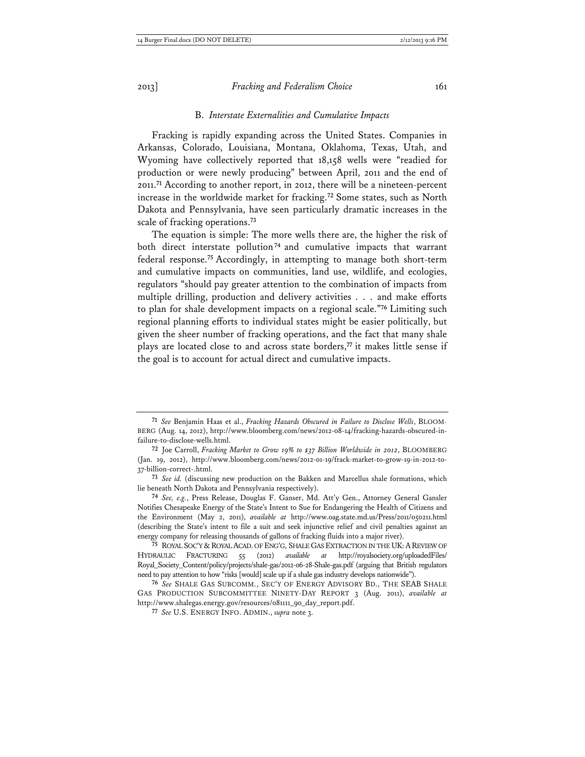### B. *Interstate Externalities and Cumulative Impacts*

Fracking is rapidly expanding across the United States. Companies in Arkansas, Colorado, Louisiana, Montana, Oklahoma, Texas, Utah, and Wyoming have collectively reported that 18,158 wells were "readied for production or were newly producing" between April, 2011 and the end of 2011.[71] According to another report, in 2012, there will be a nineteen-percent increase in the worldwide market for fracking.[72] Some states, such as North Dakota and Pennsylvania, have seen particularly dramatic increases in the scale of fracking operations.[73]

The equation is simple: The more wells there are, the higher the risk of both direct interstate pollution[74] and cumulative impacts that warrant federal response.[75] Accordingly, in attempting to manage both short-term and cumulative impacts on communities, land use, wildlife, and ecologies, regulators "should pay greater attention to the combination of impacts from multiple drilling, production and delivery activities . . . and make efforts to plan for shale development impacts on a regional scale."[76] Limiting such regional planning efforts to individual states might be easier politically, but given the sheer number of fracking operations, and the fact that many shale plays are located close to and across state borders,[77] it makes little sense if the goal is to account for actual direct and cumulative impacts.

---

71 *See* Benjamin Haas et al., *Fracking Hazards Obscured in Failure to Disclose Wells*, BLOOMBERG (Aug. 14, 2012), http://www.bloomberg.com/news/2012-08-14/fracking-hazards-obscured-in-failure-to-disclose-wells.html.

72 Joe Carroll, *Fracking Market to Grow 19% to $37 Billion Worldwide in 2012*, BLOOMBERG (Jan. 19, 2012), http://www.bloomberg.com/news/2012-01-19/frack-market-to-grow-19-in-2012-to-37-billion-correct-.html.

73 *See id.* (discussing new production on the Bakken and Marcellus shale formations, which lie beneath North Dakota and Pennsylvania respectively).

74 *See, e.g.*, Press Release, Douglas F. Ganser, Md. Att'y Gen., Attorney General Gansler Notifies Chesapeake Energy of the State's Intent to Sue for Endangering the Health of Citizens and the Environment (May 2, 2011), *available at* http://www.oag.state.md.us/Press/2011/050211.html (describing the State's intent to file a suit and seek injunctive relief and civil penalties against an energy company for releasing thousands of gallons of fracking fluids into a major river).

75 ROYAL SOC'Y & ROYAL ACAD. OF ENG'G, SHALE GAS EXTRACTION IN THE UK: A REVIEW OF HYDRAULIC FRACTURING 55 (2012) *available at* http://royalsociety.org/uploadedFiles/Royal_Society_Content/policy/projects/shale-gas/2012-06-28-Shale-gas.pdf (arguing that British regulators need to pay attention to how "risks [would] scale up if a shale gas industry develops nationwide").

76 *See* SHALE GAS SUBCOMM., SEC'Y OF ENERGY ADVISORY BD., THE SEAB SHALE GAS PRODUCTION SUBCOMMITTEE NINETY-DAY REPORT 3 (Aug. 2011), *available at* http://www.shalegas.energy.gov/resources/081111_90_day_report.pdf.

77 *See* U.S. ENERGY INFO. ADMIN., *supra* note 3.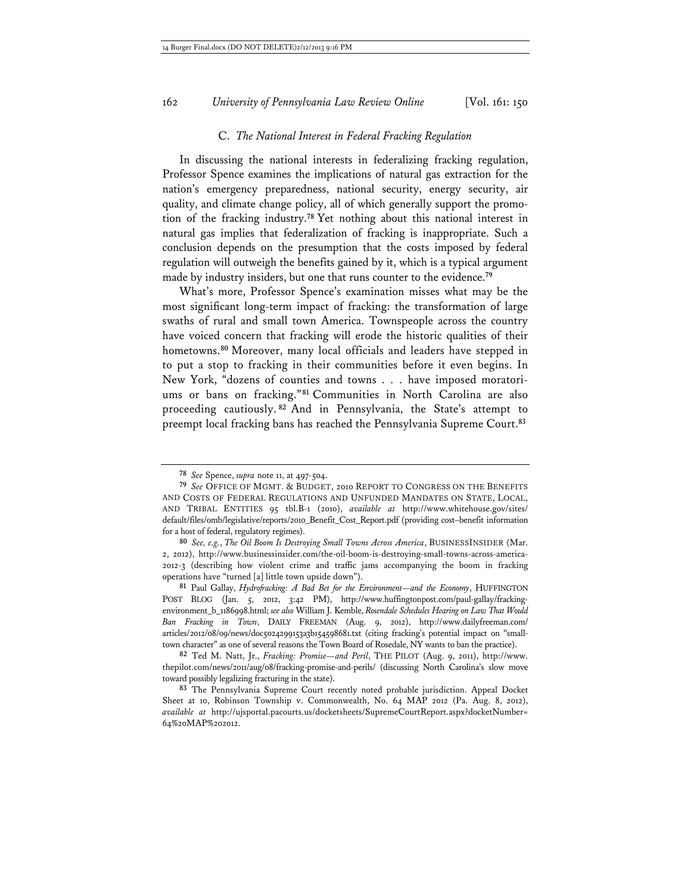### C. *The National Interest in Federal Fracking Regulation*

In discussing the national interests in federalizing fracking regulation, Professor Spence examines the implications of natural gas extraction for the nation's emergency preparedness, national security, energy security, air quality, and climate change policy, all of which generally support the promotion of the fracking industry.[78] Yet nothing about this national interest in natural gas implies that federalization of fracking is inappropriate. Such a conclusion depends on the presumption that the costs imposed by federal regulation will outweigh the benefits gained by it, which is a typical argument made by industry insiders, but one that runs counter to the evidence.[79]

What's more, Professor Spence's examination misses what may be the most significant long-term impact of fracking: the transformation of large swaths of rural and small town America. Townspeople across the country have voiced concern that fracking will erode the historic qualities of their hometowns.[80] Moreover, many local officials and leaders have stepped in to put a stop to fracking in their communities before it even begins. In New York, "dozens of counties and towns . . . have imposed moratoriums or bans on fracking."[81] Communities in North Carolina are also proceeding cautiously.[82] And in Pennsylvania, the State's attempt to preempt local fracking bans has reached the Pennsylvania Supreme Court.[83]

---

[78] *See* Spence, *supra* note 11, at 497-504.

[79] *See* OFFICE OF MGMT. & BUDGET, 2010 REPORT TO CONGRESS ON THE BENEFITS AND COSTS OF FEDERAL REGULATIONS AND UNFUNDED MANDATES ON STATE, LOCAL, AND TRIBAL ENTITIES 95 tbl.B-1 (2010), *available at* http://www.whitehouse.gov/sites/default/files/omb/legislative/reports/2010_Benefit_Cost_Report.pdf (providing cost–benefit information for a host of federal, regulatory regimes).

[80] *See, e.g.*, *The Oil Boom Is Destroying Small Towns Across America*, BUSINESSINSIDER (Mar. 2, 2012), http://www.businessinsider.com/the-oil-boom-is-destroying-small-towns-across-america-2012-3 (describing how violent crime and traffic jams accompanying the boom in fracking operations have "turned [a] little town upside down").

[81] Paul Gallay, *Hydrofracking: A Bad Bet for the Environment—and the Economy*, HUFFINGTON POST BLOG (Jan. 5, 2012, 3:42 PM), http://www.huffingtonpost.com/paul-gallay/fracking-environment_b_1186998.html; *see also* William J. Kemble, *Rosendale Schedules Hearing on Law That Would Ban Fracking in Town*, DAILY FREEMAN (Aug. 9, 2012), http://www.dailyfreeman.com/articles/2012/08/09/news/doc5024299153a3b154598681.txt (citing fracking's potential impact on "small-town character" as one of several reasons the Town Board of Rosedale, NY wants to ban the practice).

[82] Ted M. Natt, Jr., *Fracking: Promise—and Peril*, THE PILOT (Aug. 9, 2011), http://www.thepilot.com/news/2011/aug/08/fracking-promise-and-perils/ (discussing North Carolina's slow move toward possibly legalizing fracturing in the state).

[83] The Pennsylvania Supreme Court recently noted probable jurisdiction. Appeal Docket Sheet at 10, Robinson Township v. Commonwealth, No. 64 MAP 2012 (Pa. Aug. 8, 2012), *available at* http://ujsportal.pacourts.us/docketsheets/SupremeCourtReport.aspx?docketNumber=64%20MAP%202012.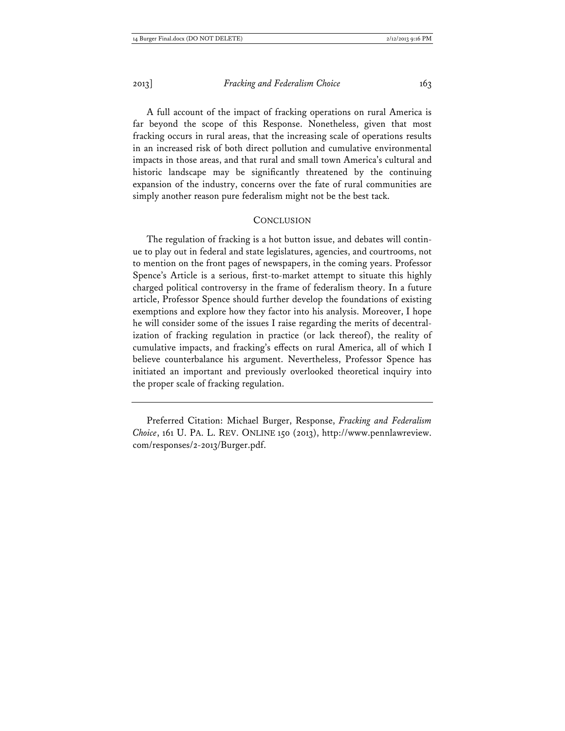A full account of the impact of fracking operations on rural America is far beyond the scope of this Response. Nonetheless, given that most fracking occurs in rural areas, that the increasing scale of operations results in an increased risk of both direct pollution and cumulative environmental impacts in those areas, and that rural and small town America's cultural and historic landscape may be significantly threatened by the continuing expansion of the industry, concerns over the fate of rural communities are simply another reason pure federalism might not be the best tack.

## CONCLUSION

The regulation of fracking is a hot button issue, and debates will continue to play out in federal and state legislatures, agencies, and courtrooms, not to mention on the front pages of newspapers, in the coming years. Professor Spence's Article is a serious, first-to-market attempt to situate this highly charged political controversy in the frame of federalism theory. In a future article, Professor Spence should further develop the foundations of existing exemptions and explore how they factor into his analysis. Moreover, I hope he will consider some of the issues I raise regarding the merits of decentralization of fracking regulation in practice (or lack thereof), the reality of cumulative impacts, and fracking's effects on rural America, all of which I believe counterbalance his argument. Nevertheless, Professor Spence has initiated an important and previously overlooked theoretical inquiry into the proper scale of fracking regulation.

---

Preferred Citation: Michael Burger, Response, *Fracking and Federalism Choice*, 161 U. PA. L. REV. ONLINE 150 (2013), http://www.pennlawreview.com/responses/2-2013/Burger.pdf.